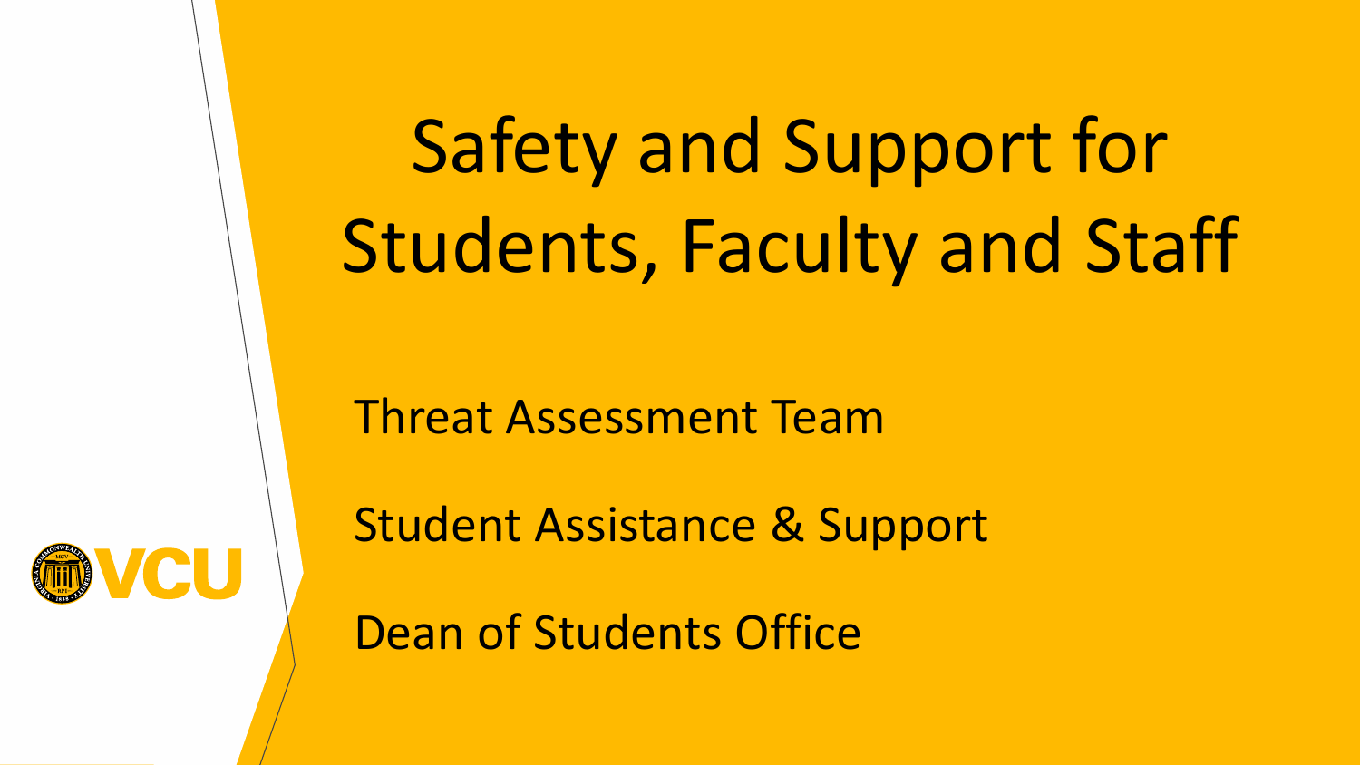# Safety and Support for Students, Faculty and Staff

Threat Assessment Team

Student Assistance & Support

Dean of Students Office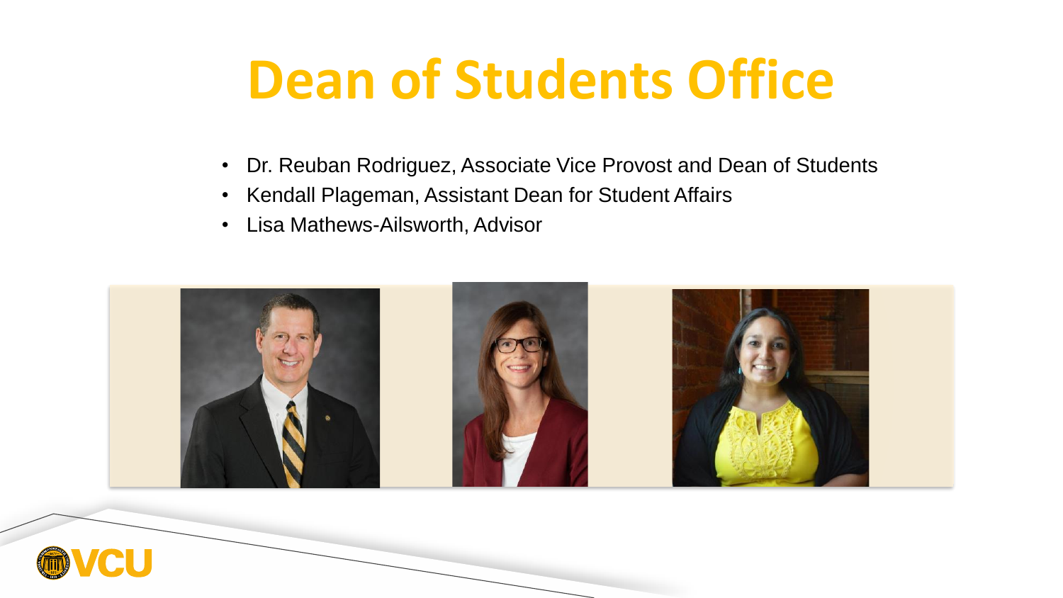# Dean of Students Office

- Dr. Reuban Rodriguez, Associate Vice Provost and Dean of Students
- Kendall Plageman, Assistant Dean for Student Affairs
- Lisa Mathews-Ailsworth, Advisor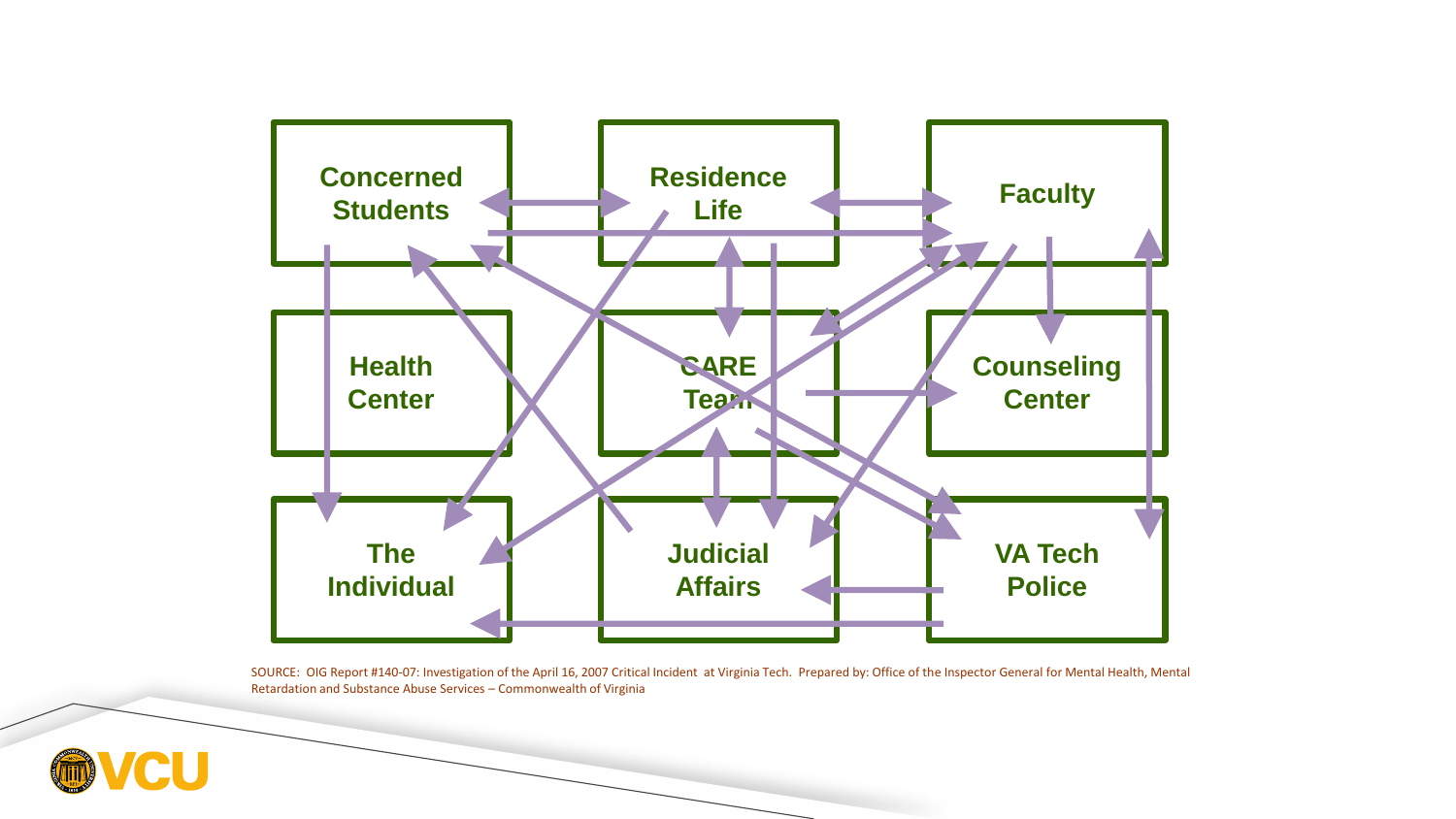Concerned Students

Residence Life

Faculty

Health Center

CARE Team

Counseling Center

The Individual

Judicial Affairs

VA Tech Police

SOURCE: OIG Report #140-07: Investigation of the April 16, 2007 Critical Incident at Virginia Tech. Prepared by: Office of the Inspector General for Mental Health, Mental Retardation and Substance Abuse Services – Commonwealth of Virginia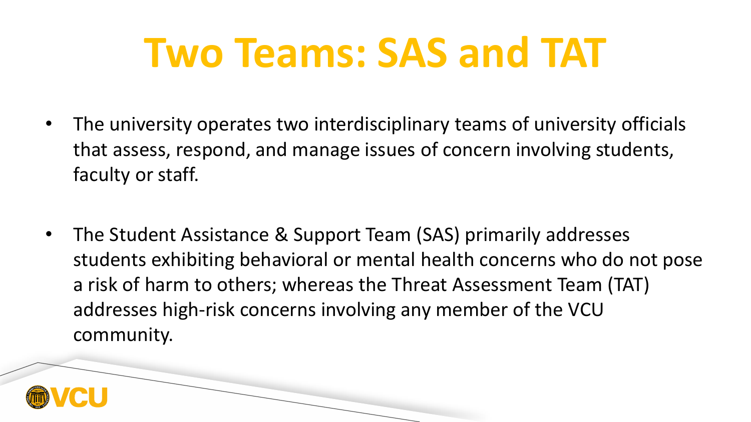# Two Teams: SAS and TAT

- The university operates two interdisciplinary teams of university officials that assess, respond, and manage issues of concern involving students, faculty or staff.

- The Student Assistance & Support Team (SAS) primarily addresses students exhibiting behavioral or mental health concerns who do not pose a risk of harm to others; whereas the Threat Assessment Team (TAT) addresses high-risk concerns involving any member of the VCU community.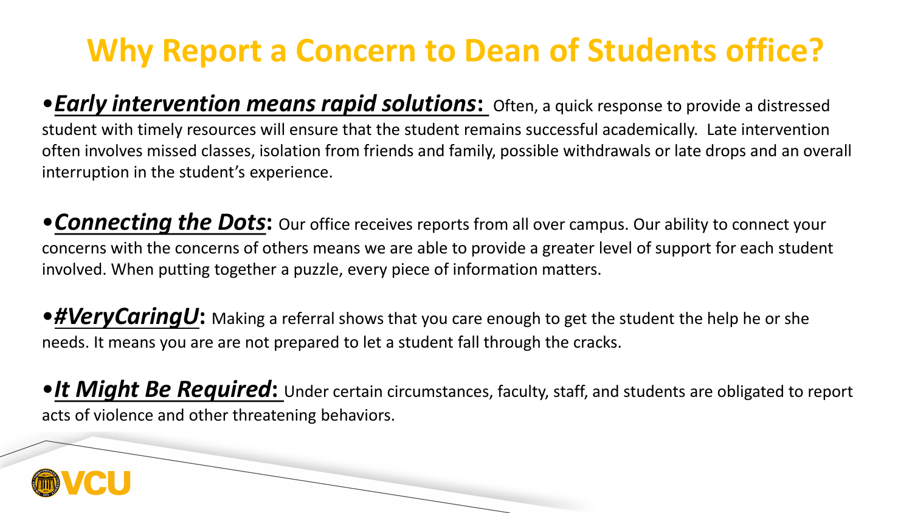# Why Report a Concern to Dean of Students office?

- ***Early intervention means rapid solutions*:** Often, a quick response to provide a distressed student with timely resources will ensure that the student remains successful academically. Late intervention often involves missed classes, isolation from friends and family, possible withdrawals or late drops and an overall interruption in the student's experience.

- ***Connecting the Dots*:** Our office receives reports from all over campus. Our ability to connect your concerns with the concerns of others means we are able to provide a greater level of support for each student involved. When putting together a puzzle, every piece of information matters.

- ***#VeryCaringU*:** Making a referral shows that you care enough to get the student the help he or she needs. It means you are are not prepared to let a student fall through the cracks.

- ***It Might Be Required*:** Under certain circumstances, faculty, staff, and students are obligated to report acts of violence and other threatening behaviors.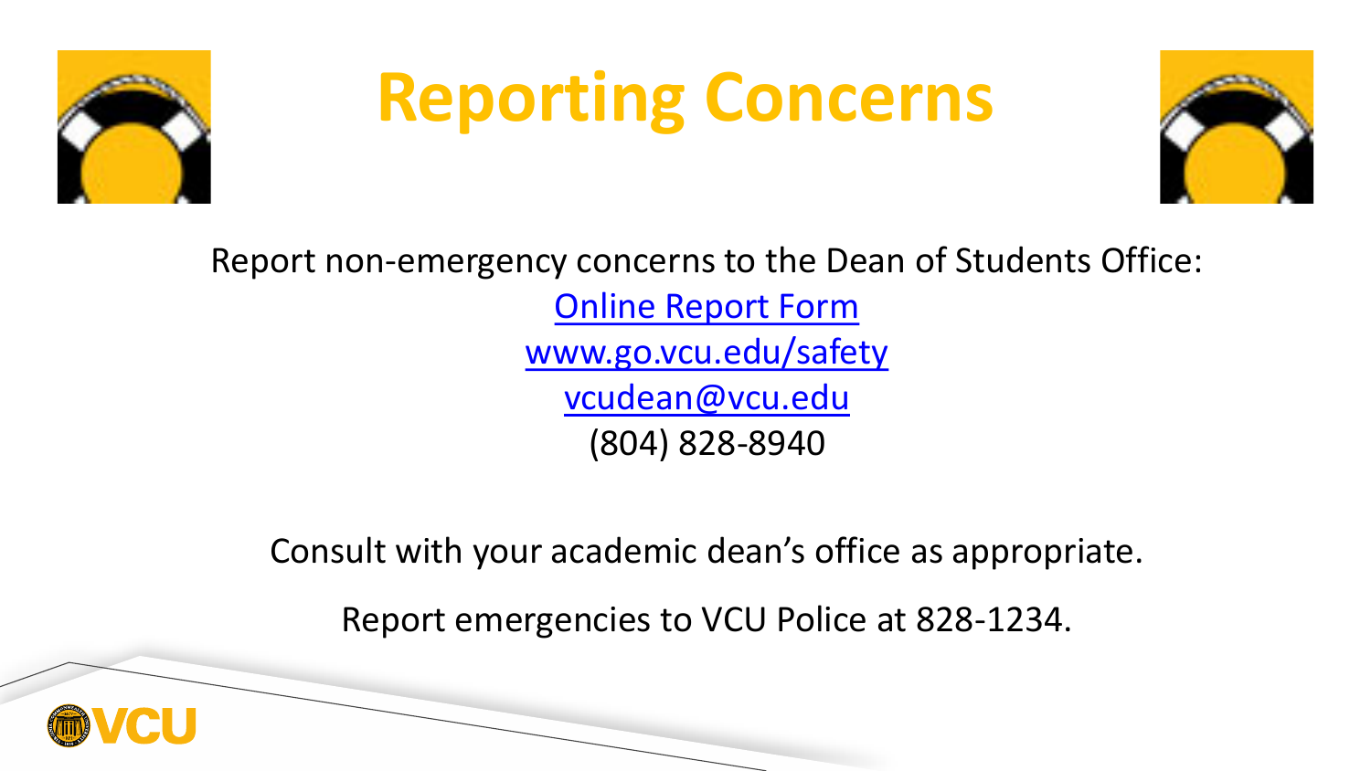# Reporting Concerns

Report non-emergency concerns to the Dean of Students Office:

Online Report Form

www.go.vcu.edu/safety

vcudean@vcu.edu

(804) 828-8940

Consult with your academic dean's office as appropriate.

Report emergencies to VCU Police at 828-1234.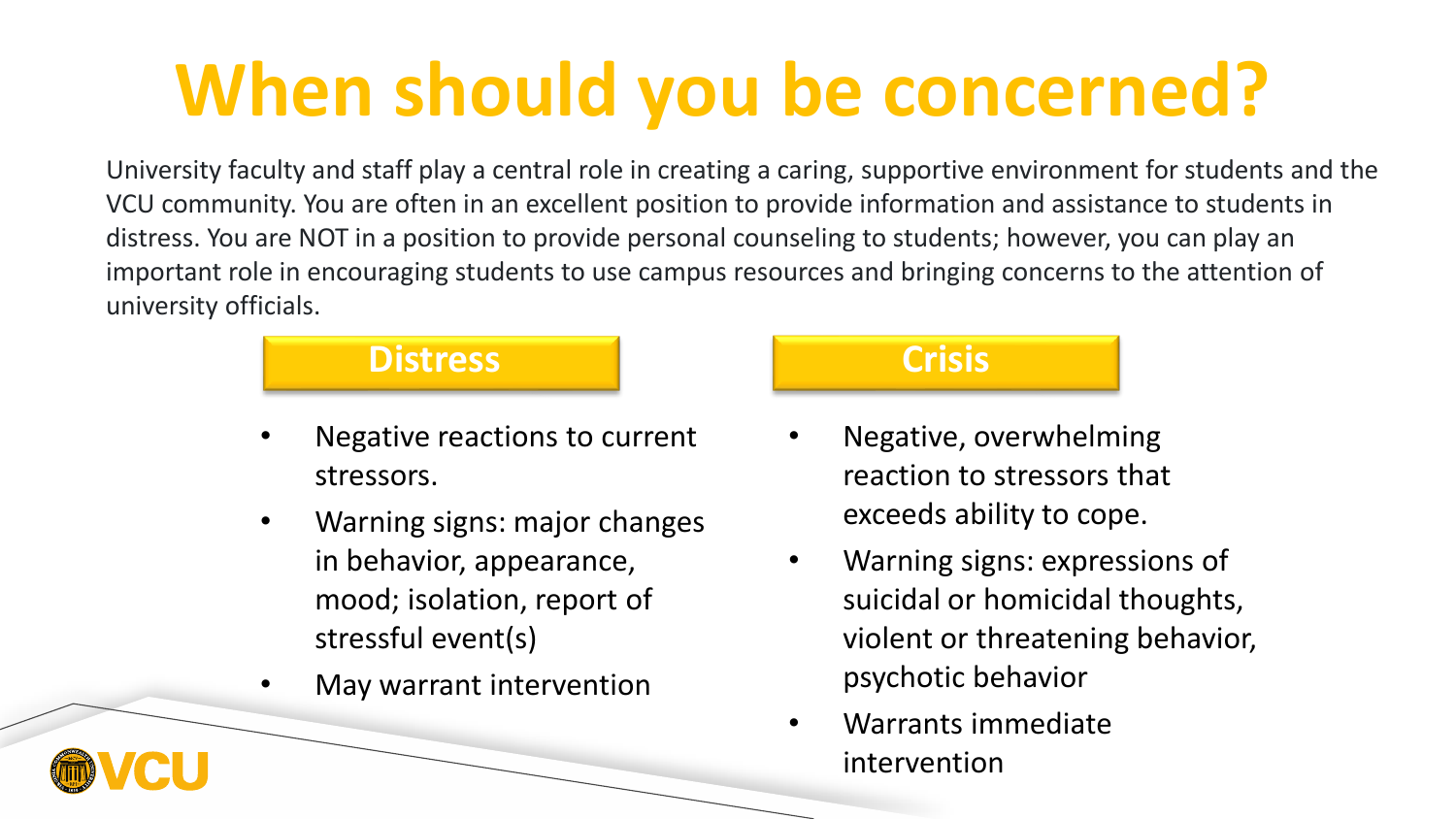# When should you be concerned?

University faculty and staff play a central role in creating a caring, supportive environment for students and the VCU community. You are often in an excellent position to provide information and assistance to students in distress. You are NOT in a position to provide personal counseling to students; however, you can play an important role in encouraging students to use campus resources and bringing concerns to the attention of university officials.

## Distress

- Negative reactions to current stressors.
- Warning signs: major changes in behavior, appearance, mood; isolation, report of stressful event(s)
- May warrant intervention

## Crisis

- Negative, overwhelming reaction to stressors that exceeds ability to cope.
- Warning signs: expressions of suicidal or homicidal thoughts, violent or threatening behavior, psychotic behavior
- Warrants immediate intervention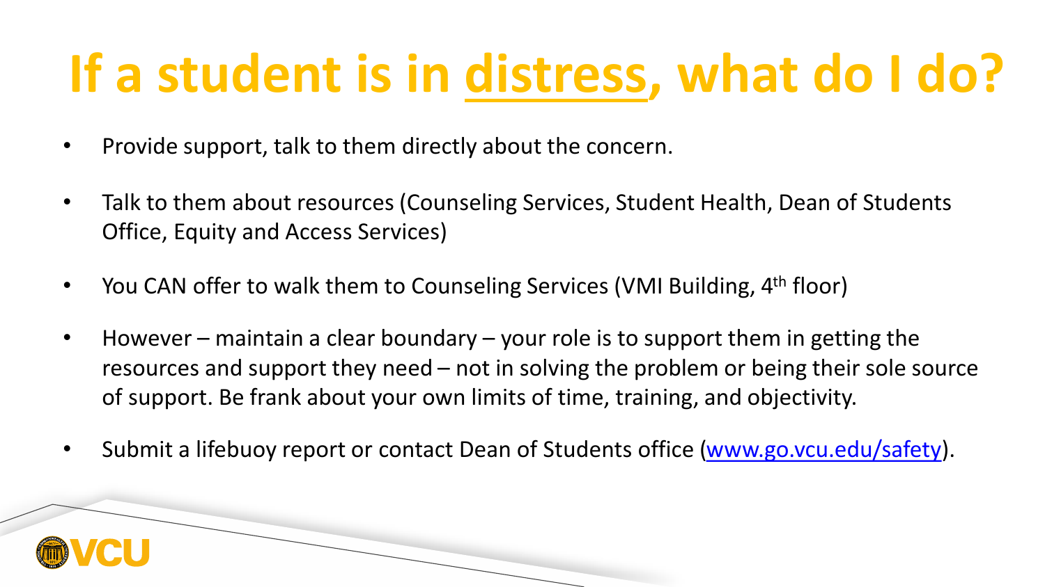# If a student is in distress, what do I do?

- Provide support, talk to them directly about the concern.
- Talk to them about resources (Counseling Services, Student Health, Dean of Students Office, Equity and Access Services)
- You CAN offer to walk them to Counseling Services (VMI Building, 4th floor)
- However – maintain a clear boundary – your role is to support them in getting the resources and support they need – not in solving the problem or being their sole source of support. Be frank about your own limits of time, training, and objectivity.
- Submit a lifebuoy report or contact Dean of Students office ([www.go.vcu.edu/safety](www.go.vcu.edu/safety)).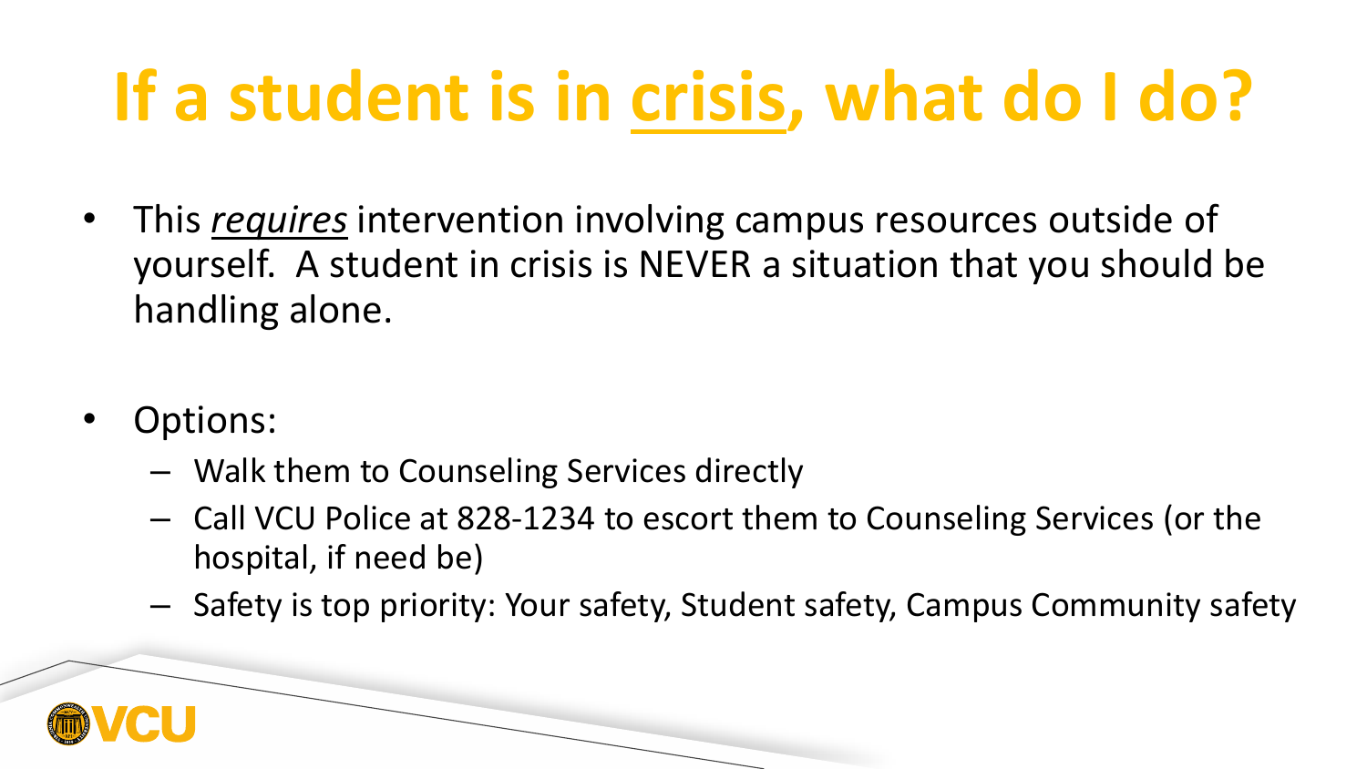# If a student is in crisis, what do I do?

- This *requires* intervention involving campus resources outside of yourself. A student in crisis is NEVER a situation that you should be handling alone.

- Options:
  - Walk them to Counseling Services directly
  - Call VCU Police at 828-1234 to escort them to Counseling Services (or the hospital, if need be)
  - Safety is top priority: Your safety, Student safety, Campus Community safety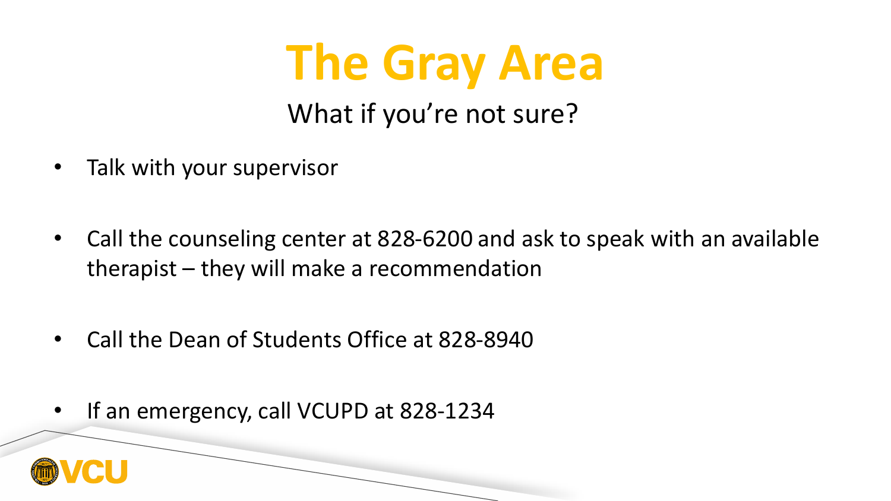# The Gray Area

What if you're not sure?

- Talk with your supervisor
- Call the counseling center at 828-6200 and ask to speak with an available therapist – they will make a recommendation
- Call the Dean of Students Office at 828-8940
- If an emergency, call VCUPD at 828-1234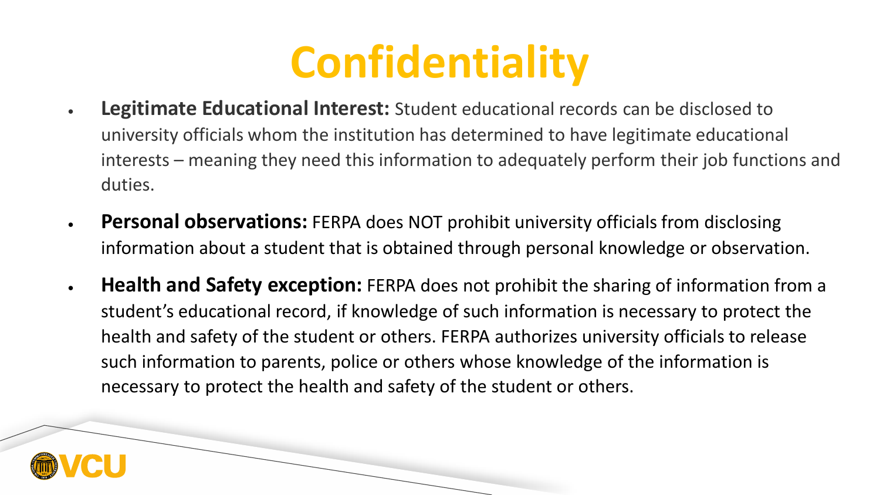# Confidentiality

- **Legitimate Educational Interest:** Student educational records can be disclosed to university officials whom the institution has determined to have legitimate educational interests – meaning they need this information to adequately perform their job functions and duties.
- **Personal observations:** FERPA does NOT prohibit university officials from disclosing information about a student that is obtained through personal knowledge or observation.
- **Health and Safety exception:** FERPA does not prohibit the sharing of information from a student's educational record, if knowledge of such information is necessary to protect the health and safety of the student or others. FERPA authorizes university officials to release such information to parents, police or others whose knowledge of the information is necessary to protect the health and safety of the student or others.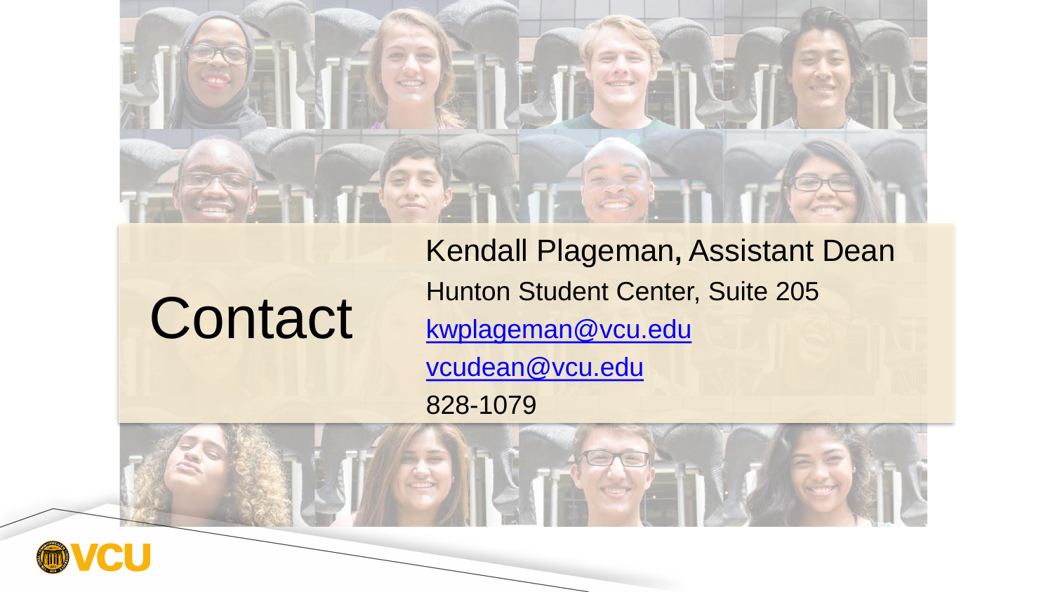# Contact

Kendall Plageman, Assistant Dean

Hunton Student Center, Suite 205

kwplageman@vcu.edu

vcudean@vcu.edu

828-1079